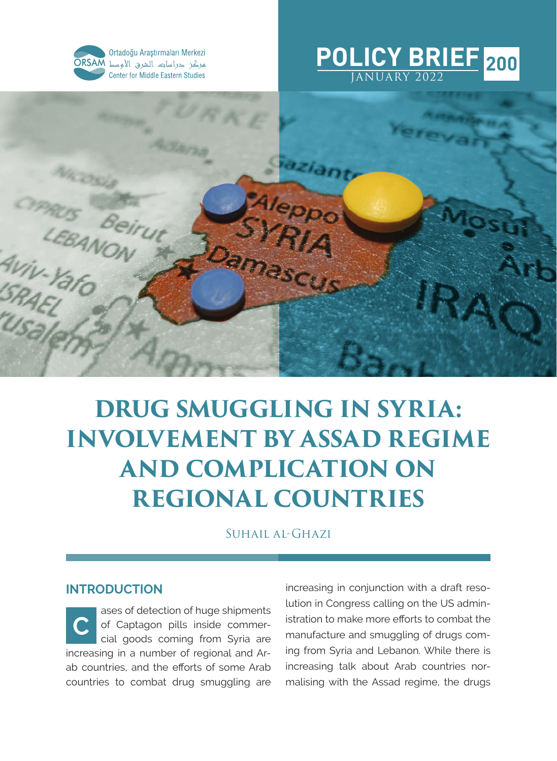Ortadoğu Araştırmaları Merkezi
ORSAM مركز دراسات الشرق الأوسط
Center for Middle Eastern Studies

**POLICY BRIEF 200**
JANUARY 2022

# DRUG SMUGGLING IN SYRIA: INVOLVEMENT BY ASSAD REGIME AND COMPLICATION ON REGIONAL COUNTRIES

Suhail al-Ghazi

## INTRODUCTION

Cases of detection of huge shipments of Captagon pills inside commercial goods coming from Syria are increasing in a number of regional and Arab countries, and the efforts of some Arab countries to combat drug smuggling are increasing in conjunction with a draft resolution in Congress calling on the US administration to make more efforts to combat the manufacture and smuggling of drugs coming from Syria and Lebanon. While there is increasing talk about Arab countries normalising with the Assad regime, the drugs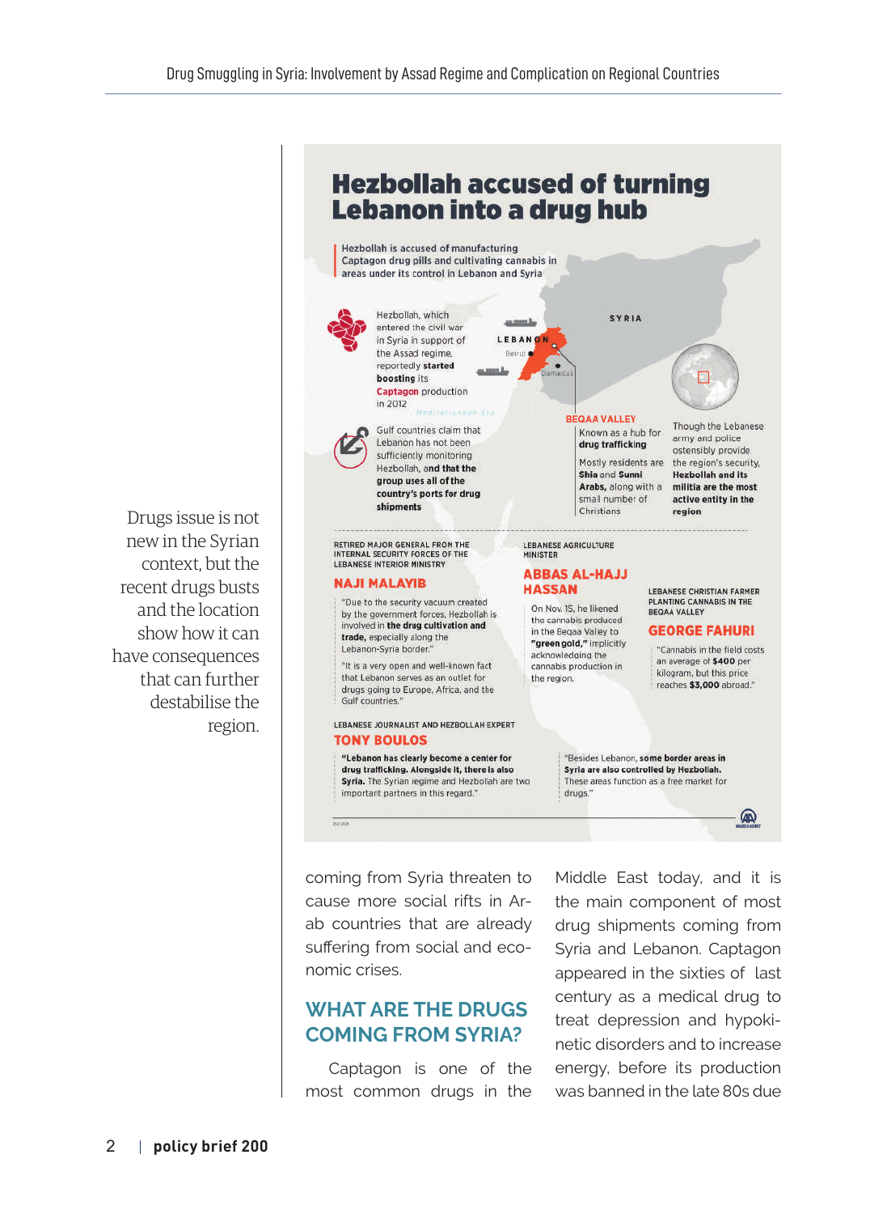# Hezbollah accused of turning Lebanon into a drug hub

Hezbollah is accused of manufacturing Captagon drug pills and cultivating cannabis in areas under its control in Lebanon and Syria

Hezbollah, which entered the civil war in Syria in support of the Assad regime, reportedly **started boosting** its **Captagon** production in 2012

Gulf countries claim that Lebanon has not been sufficiently monitoring Hezbollah, **and that the group uses all of the country's ports for drug shipments**

SYRIA

LEBANON

Beirut

Damascus

Mediterranean Sea

**BEQAA VALLEY**

Known as a hub for **drug trafficking**

Mostly residents are **Shia** and **Sunni Arabs,** along with a small number of Christians

Though the Lebanese army and police ostensibly provide the region's security, **Hezbollah and its militia are the most active entity in the region**

RETIRED MAJOR GENERAL FROM THE INTERNAL SECURITY FORCES OF THE LEBANESE INTERIOR MINISTRY

**NAJI MALAYIB**

"Due to the security vacuum created by the government forces, Hezbollah is involved in **the drug cultivation and trade,** especially along the Lebanon-Syria border."

"It is a very open and well-known fact that Lebanon serves as an outlet for drugs going to Europe, Africa, and the Gulf countries."

LEBANESE AGRICULTURE MINISTER

**ABBAS AL-HAJJ HASSAN**

On Nov. 15, he likened the cannabis produced in the Beqaa Valley to **"green gold,"** implicitly acknowledging the cannabis production in the region.

LEBANESE CHRISTIAN FARMER PLANTING CANNABIS IN THE BEQAA VALLEY

**GEORGE FAHURI**

"Cannabis in the field costs an average of **$400** per kilogram, but this price reaches **$3,000** abroad."

LEBANESE JOURNALIST AND HEZBOLLAH EXPERT

**TONY BOULOS**

**"Lebanon has clearly become a center for drug trafficking. Alongside it, there is also Syria.** The Syrian regime and Hezbollah are two important partners in this regard."

"Besides Lebanon, **some border areas in Syria are also controlled by Hezbollah.** These areas function as a free market for drugs."

> Drugs issue is not new in the Syrian context, but the recent drugs busts and the location show how it can have consequences that can further destabilise the region.

coming from Syria threaten to cause more social rifts in Arab countries that are already suffering from social and economic crises.

## WHAT ARE THE DRUGS COMING FROM SYRIA?

Captagon is one of the most common drugs in the Middle East today, and it is the main component of most drug shipments coming from Syria and Lebanon. Captagon appeared in the sixties of last century as a medical drug to treat depression and hypokinetic disorders and to increase energy, before its production was banned in the late 80s due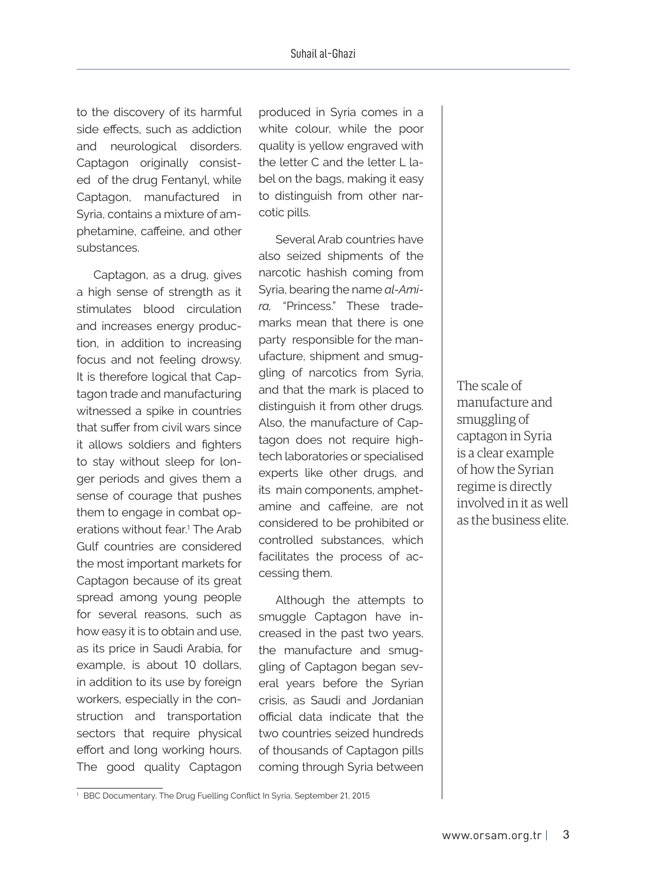to the discovery of its harmful side effects, such as addiction and neurological disorders. Captagon originally consisted of the drug Fentanyl, while Captagon, manufactured in Syria, contains a mixture of amphetamine, caffeine, and other substances.

Captagon, as a drug, gives a high sense of strength as it stimulates blood circulation and increases energy production, in addition to increasing focus and not feeling drowsy. It is therefore logical that Captagon trade and manufacturing witnessed a spike in countries that suffer from civil wars since it allows soldiers and fighters to stay without sleep for longer periods and gives them a sense of courage that pushes them to engage in combat operations without fear.[1] The Arab Gulf countries are considered the most important markets for Captagon because of its great spread among young people for several reasons, such as how easy it is to obtain and use, as its price in Saudi Arabia, for example, is about 10 dollars, in addition to its use by foreign workers, especially in the construction and transportation sectors that require physical effort and long working hours. The good quality Captagon produced in Syria comes in a white colour, while the poor quality is yellow engraved with the letter C and the letter L label on the bags, making it easy to distinguish from other narcotic pills.

Several Arab countries have also seized shipments of the narcotic hashish coming from Syria, bearing the name *al-Amira,* "Princess." These trademarks mean that there is one party responsible for the manufacture, shipment and smuggling of narcotics from Syria, and that the mark is placed to distinguish it from other drugs. Also, the manufacture of Captagon does not require high-tech laboratories or specialised experts like other drugs, and its main components, amphetamine and caffeine, are not considered to be prohibited or controlled substances, which facilitates the process of accessing them.

Although the attempts to smuggle Captagon have increased in the past two years, the manufacture and smuggling of Captagon began several years before the Syrian crisis, as Saudi and Jordanian official data indicate that the two countries seized hundreds of thousands of Captagon pills coming through Syria between

> The scale of manufacture and smuggling of captagon in Syria is a clear example of how the Syrian regime is directly involved in it as well as the business elite.

[1] BBC Documentary, The Drug Fuelling Conflict In Syria, September 21, 2015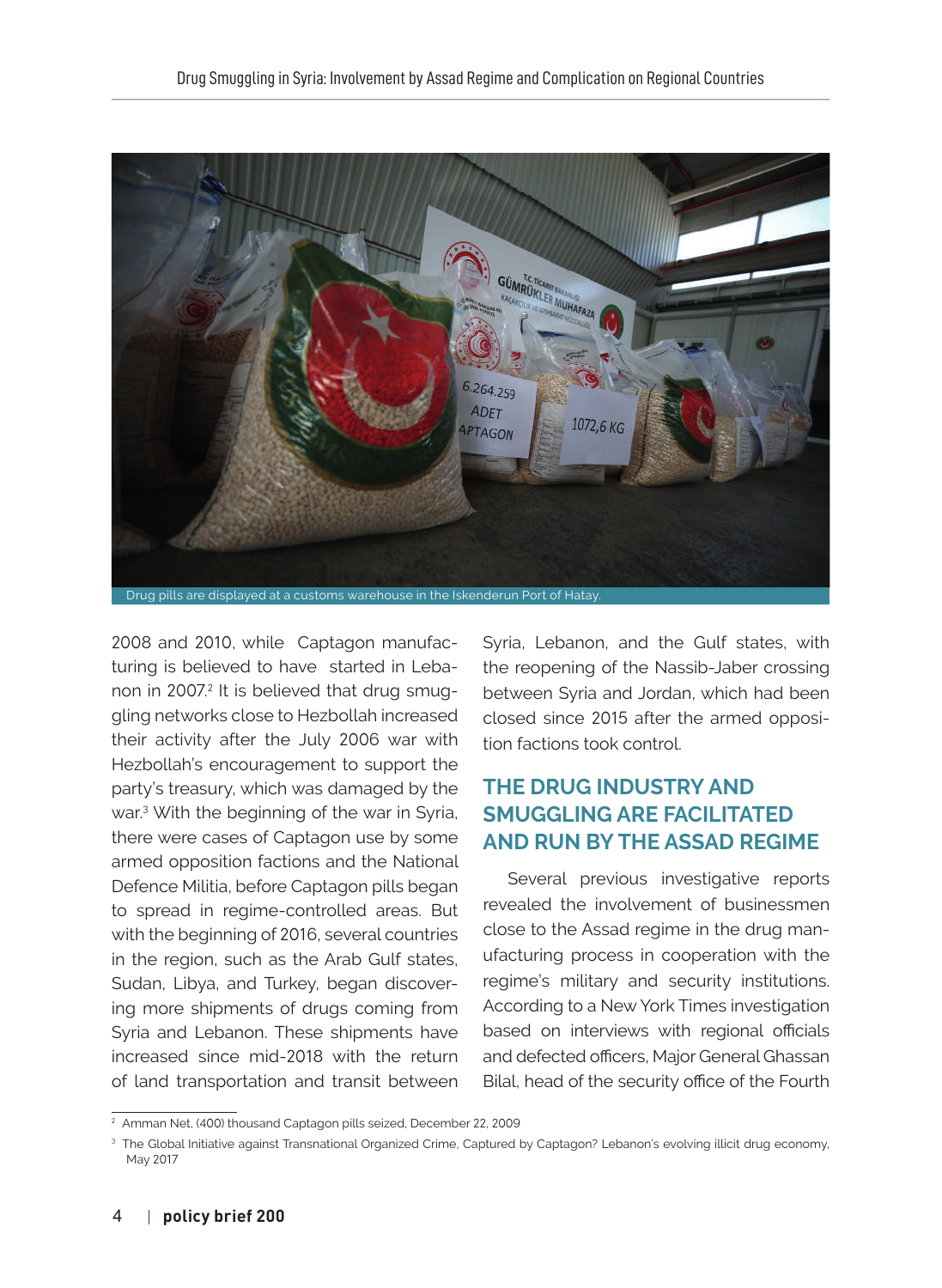Drug pills are displayed at a customs warehouse in the Iskenderun Port of Hatay.

2008 and 2010, while Captagon manufacturing is believed to have started in Lebanon in 2007.[2] It is believed that drug smuggling networks close to Hezbollah increased their activity after the July 2006 war with Hezbollah's encouragement to support the party's treasury, which was damaged by the war.[3] With the beginning of the war in Syria, there were cases of Captagon use by some armed opposition factions and the National Defence Militia, before Captagon pills began to spread in regime-controlled areas. But with the beginning of 2016, several countries in the region, such as the Arab Gulf states, Sudan, Libya, and Turkey, began discovering more shipments of drugs coming from Syria and Lebanon. These shipments have increased since mid-2018 with the return of land transportation and transit between Syria, Lebanon, and the Gulf states, with the reopening of the Nassib-Jaber crossing between Syria and Jordan, which had been closed since 2015 after the armed opposition factions took control.

## THE DRUG INDUSTRY AND SMUGGLING ARE FACILITATED AND RUN BY THE ASSAD REGIME

Several previous investigative reports revealed the involvement of businessmen close to the Assad regime in the drug manufacturing process in cooperation with the regime's military and security institutions. According to a New York Times investigation based on interviews with regional officials and defected officers, Major General Ghassan Bilal, head of the security office of the Fourth

[2] Amman Net, (400) thousand Captagon pills seized, December 22, 2009

[3] The Global Initiative against Transnational Organized Crime, Captured by Captagon? Lebanon's evolving illicit drug economy, May 2017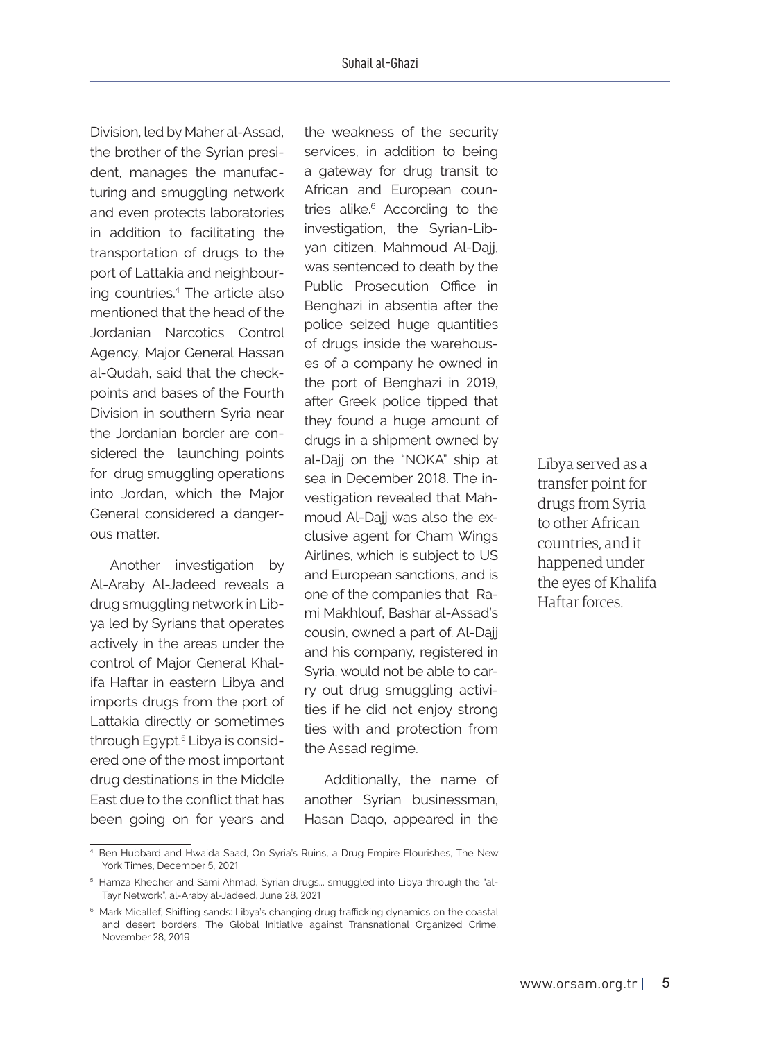Division, led by Maher al-Assad, the brother of the Syrian president, manages the manufacturing and smuggling network and even protects laboratories in addition to facilitating the transportation of drugs to the port of Lattakia and neighbouring countries.[4] The article also mentioned that the head of the Jordanian Narcotics Control Agency, Major General Hassan al-Qudah, said that the checkpoints and bases of the Fourth Division in southern Syria near the Jordanian border are considered the launching points for drug smuggling operations into Jordan, which the Major General considered a dangerous matter.

Another investigation by Al-Araby Al-Jadeed reveals a drug smuggling network in Libya led by Syrians that operates actively in the areas under the control of Major General Khalifa Haftar in eastern Libya and imports drugs from the port of Lattakia directly or sometimes through Egypt.[5] Libya is considered one of the most important drug destinations in the Middle East due to the conflict that has been going on for years and the weakness of the security services, in addition to being a gateway for drug transit to African and European countries alike.[6] According to the investigation, the Syrian-Libyan citizen, Mahmoud Al-Dajj, was sentenced to death by the Public Prosecution Office in Benghazi in absentia after the police seized huge quantities of drugs inside the warehouses of a company he owned in the port of Benghazi in 2019, after Greek police tipped that they found a huge amount of drugs in a shipment owned by al-Dajj on the "NOKA" ship at sea in December 2018. The investigation revealed that Mahmoud Al-Dajj was also the exclusive agent for Cham Wings Airlines, which is subject to US and European sanctions, and is one of the companies that Rami Makhlouf, Bashar al-Assad's cousin, owned a part of. Al-Dajj and his company, registered in Syria, would not be able to carry out drug smuggling activities if he did not enjoy strong ties with and protection from the Assad regime.

> Libya served as a transfer point for drugs from Syria to other African countries, and it happened under the eyes of Khalifa Haftar forces.

Additionally, the name of another Syrian businessman, Hasan Daqo, appeared in the

---

[4] Ben Hubbard and Hwaida Saad, On Syria's Ruins, a Drug Empire Flourishes, The New York Times, December 5, 2021

[5] Hamza Khedher and Sami Ahmad, Syrian drugs... smuggled into Libya through the "al-Tayr Network", al-Araby al-Jadeed, June 28, 2021

[6] Mark Micallef, Shifting sands: Libya's changing drug trafficking dynamics on the coastal and desert borders, The Global Initiative against Transnational Organized Crime, November 28, 2019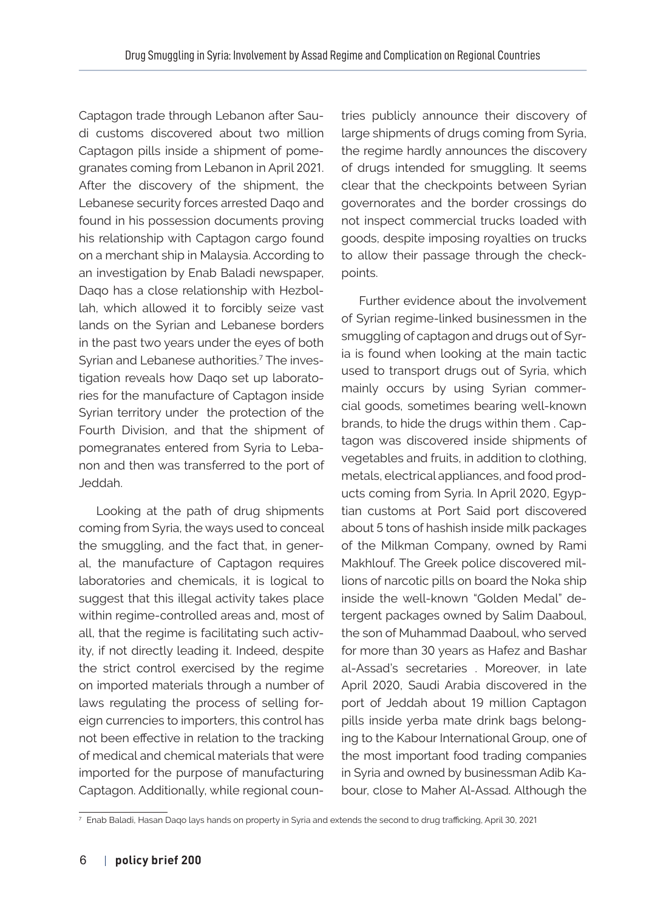Captagon trade through Lebanon after Saudi customs discovered about two million Captagon pills inside a shipment of pomegranates coming from Lebanon in April 2021. After the discovery of the shipment, the Lebanese security forces arrested Daqo and found in his possession documents proving his relationship with Captagon cargo found on a merchant ship in Malaysia. According to an investigation by Enab Baladi newspaper, Daqo has a close relationship with Hezbollah, which allowed it to forcibly seize vast lands on the Syrian and Lebanese borders in the past two years under the eyes of both Syrian and Lebanese authorities.[7] The investigation reveals how Daqo set up laboratories for the manufacture of Captagon inside Syrian territory under the protection of the Fourth Division, and that the shipment of pomegranates entered from Syria to Lebanon and then was transferred to the port of Jeddah.

Looking at the path of drug shipments coming from Syria, the ways used to conceal the smuggling, and the fact that, in general, the manufacture of Captagon requires laboratories and chemicals, it is logical to suggest that this illegal activity takes place within regime-controlled areas and, most of all, that the regime is facilitating such activity, if not directly leading it. Indeed, despite the strict control exercised by the regime on imported materials through a number of laws regulating the process of selling foreign currencies to importers, this control has not been effective in relation to the tracking of medical and chemical materials that were imported for the purpose of manufacturing Captagon. Additionally, while regional countries publicly announce their discovery of large shipments of drugs coming from Syria, the regime hardly announces the discovery of drugs intended for smuggling. It seems clear that the checkpoints between Syrian governorates and the border crossings do not inspect commercial trucks loaded with goods, despite imposing royalties on trucks to allow their passage through the checkpoints.

Further evidence about the involvement of Syrian regime-linked businessmen in the smuggling of captagon and drugs out of Syria is found when looking at the main tactic used to transport drugs out of Syria, which mainly occurs by using Syrian commercial goods, sometimes bearing well-known brands, to hide the drugs within them . Captagon was discovered inside shipments of vegetables and fruits, in addition to clothing, metals, electrical appliances, and food products coming from Syria. In April 2020, Egyptian customs at Port Said port discovered about 5 tons of hashish inside milk packages of the Milkman Company, owned by Rami Makhlouf. The Greek police discovered millions of narcotic pills on board the Noka ship inside the well-known "Golden Medal" detergent packages owned by Salim Daaboul, the son of Muhammad Daaboul, who served for more than 30 years as Hafez and Bashar al-Assad's secretaries . Moreover, in late April 2020, Saudi Arabia discovered in the port of Jeddah about 19 million Captagon pills inside yerba mate drink bags belonging to the Kabour International Group, one of the most important food trading companies in Syria and owned by businessman Adib Kabour, close to Maher Al-Assad. Although the

---

[7] Enab Baladi, Hasan Daqo lays hands on property in Syria and extends the second to drug trafficking, April 30, 2021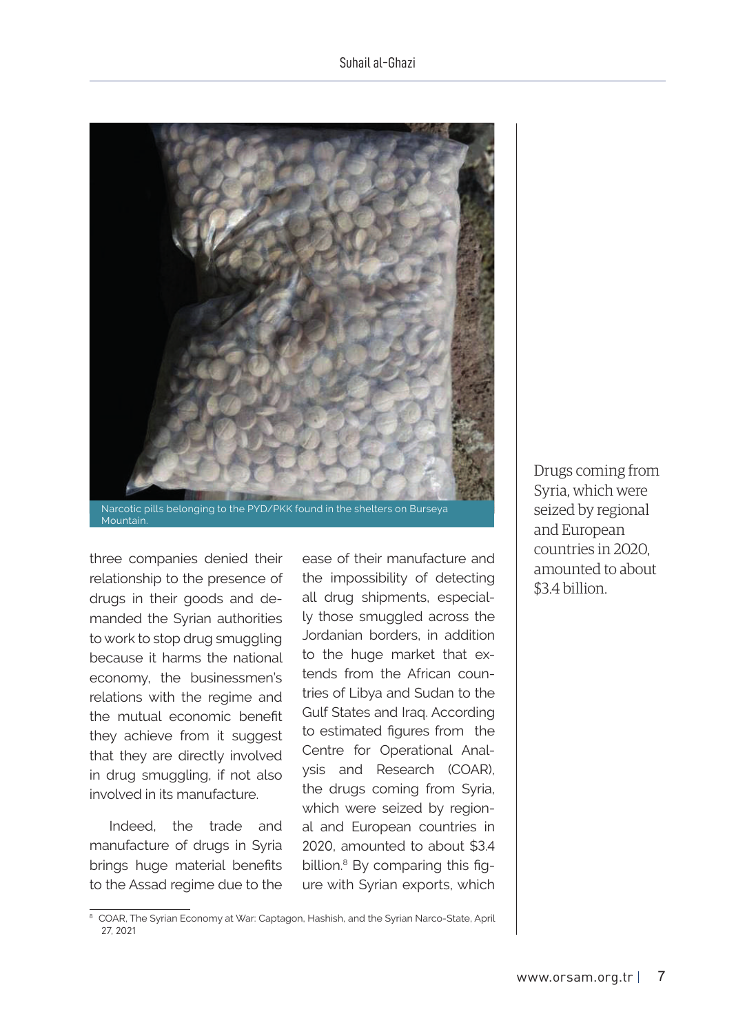Narcotic pills belonging to the PYD/PKK found in the shelters on Burseya Mountain.

three companies denied their relationship to the presence of drugs in their goods and demanded the Syrian authorities to work to stop drug smuggling because it harms the national economy, the businessmen's relations with the regime and the mutual economic benefit they achieve from it suggest that they are directly involved in drug smuggling, if not also involved in its manufacture.

Indeed, the trade and manufacture of drugs in Syria brings huge material benefits to the Assad regime due to the ease of their manufacture and the impossibility of detecting all drug shipments, especially those smuggled across the Jordanian borders, in addition to the huge market that extends from the African countries of Libya and Sudan to the Gulf States and Iraq. According to estimated figures from the Centre for Operational Analysis and Research (COAR), the drugs coming from Syria, which were seized by regional and European countries in 2020, amounted to about $3.4 billion.[8] By comparing this figure with Syrian exports, which

> Drugs coming from Syria, which were seized by regional and European countries in 2020, amounted to about $3.4 billion.

[8] COAR, The Syrian Economy at War: Captagon, Hashish, and the Syrian Narco-State, April 27, 2021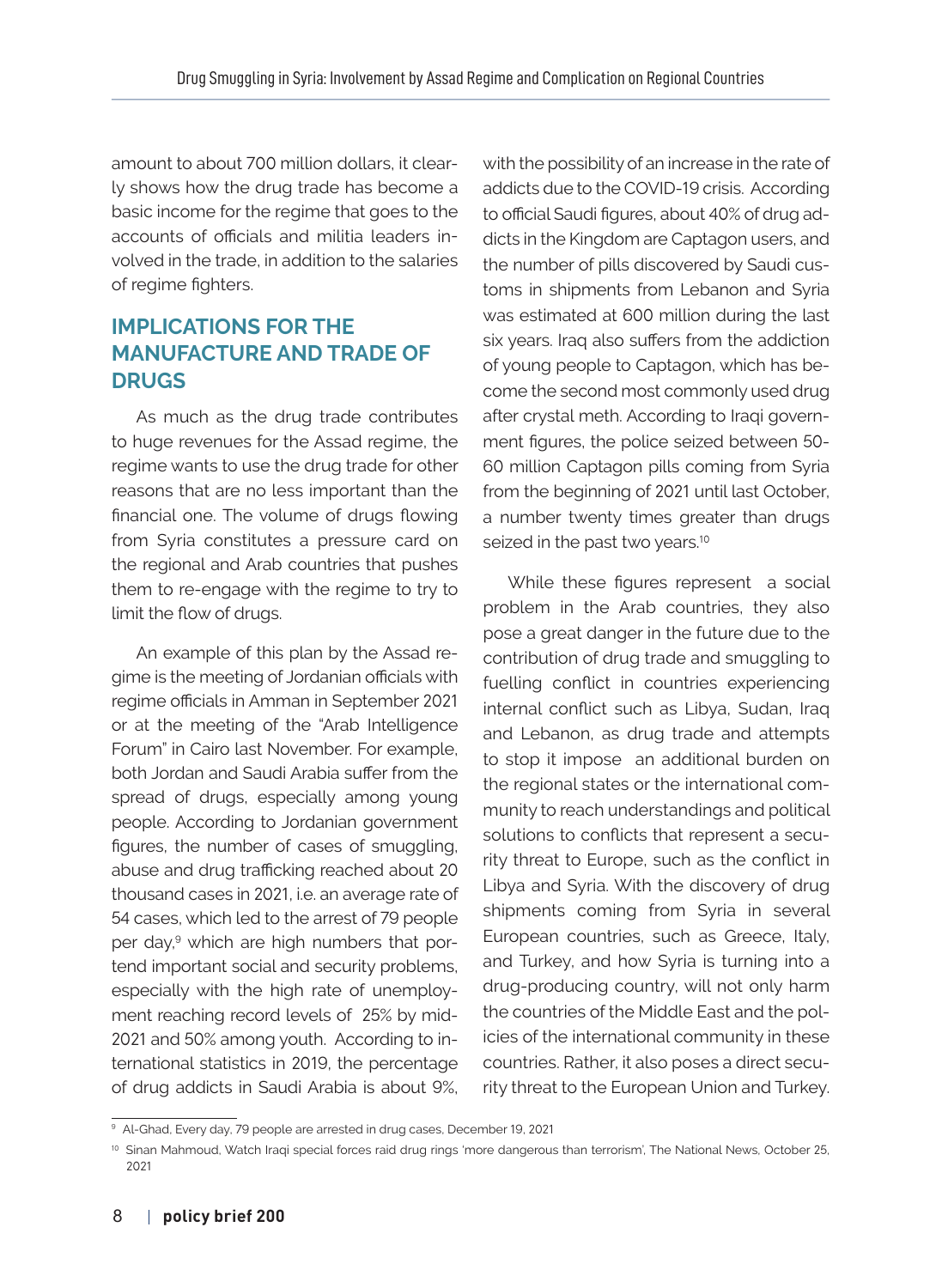amount to about 700 million dollars, it clearly shows how the drug trade has become a basic income for the regime that goes to the accounts of officials and militia leaders involved in the trade, in addition to the salaries of regime fighters.

## IMPLICATIONS FOR THE MANUFACTURE AND TRADE OF DRUGS

As much as the drug trade contributes to huge revenues for the Assad regime, the regime wants to use the drug trade for other reasons that are no less important than the financial one. The volume of drugs flowing from Syria constitutes a pressure card on the regional and Arab countries that pushes them to re-engage with the regime to try to limit the flow of drugs.

An example of this plan by the Assad regime is the meeting of Jordanian officials with regime officials in Amman in September 2021 or at the meeting of the "Arab Intelligence Forum" in Cairo last November. For example, both Jordan and Saudi Arabia suffer from the spread of drugs, especially among young people. According to Jordanian government figures, the number of cases of smuggling, abuse and drug trafficking reached about 20 thousand cases in 2021, i.e. an average rate of 54 cases, which led to the arrest of 79 people per day,[9] which are high numbers that portend important social and security problems, especially with the high rate of unemployment reaching record levels of 25% by mid-2021 and 50% among youth. According to international statistics in 2019, the percentage of drug addicts in Saudi Arabia is about 9%, with the possibility of an increase in the rate of addicts due to the COVID-19 crisis. According to official Saudi figures, about 40% of drug addicts in the Kingdom are Captagon users, and the number of pills discovered by Saudi customs in shipments from Lebanon and Syria was estimated at 600 million during the last six years. Iraq also suffers from the addiction of young people to Captagon, which has become the second most commonly used drug after crystal meth. According to Iraqi government figures, the police seized between 50-60 million Captagon pills coming from Syria from the beginning of 2021 until last October, a number twenty times greater than drugs seized in the past two years.[10]

While these figures represent a social problem in the Arab countries, they also pose a great danger in the future due to the contribution of drug trade and smuggling to fuelling conflict in countries experiencing internal conflict such as Libya, Sudan, Iraq and Lebanon, as drug trade and attempts to stop it impose an additional burden on the regional states or the international community to reach understandings and political solutions to conflicts that represent a security threat to Europe, such as the conflict in Libya and Syria. With the discovery of drug shipments coming from Syria in several European countries, such as Greece, Italy, and Turkey, and how Syria is turning into a drug-producing country, will not only harm the countries of the Middle East and the policies of the international community in these countries. Rather, it also poses a direct security threat to the European Union and Turkey.

---

[9] Al-Ghad, Every day, 79 people are arrested in drug cases, December 19, 2021

[10] Sinan Mahmoud, Watch Iraqi special forces raid drug rings 'more dangerous than terrorism', The National News, October 25, 2021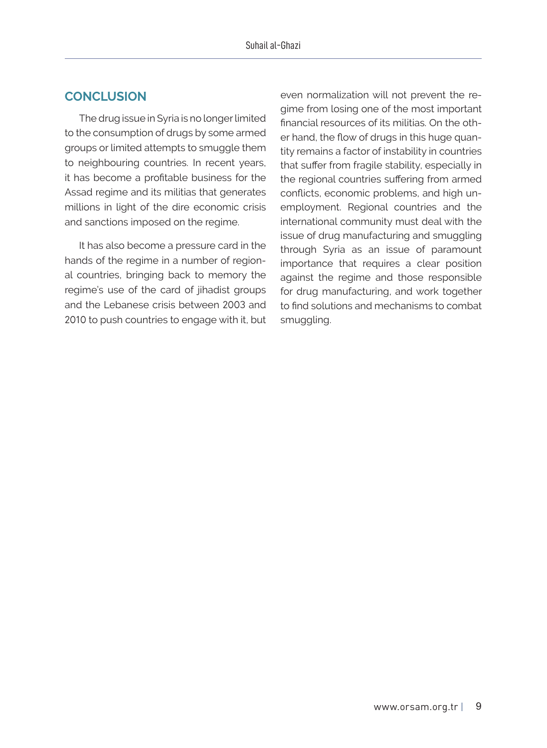## CONCLUSION

The drug issue in Syria is no longer limited to the consumption of drugs by some armed groups or limited attempts to smuggle them to neighbouring countries. In recent years, it has become a profitable business for the Assad regime and its militias that generates millions in light of the dire economic crisis and sanctions imposed on the regime.

It has also become a pressure card in the hands of the regime in a number of regional countries, bringing back to memory the regime's use of the card of jihadist groups and the Lebanese crisis between 2003 and 2010 to push countries to engage with it, but even normalization will not prevent the regime from losing one of the most important financial resources of its militias. On the other hand, the flow of drugs in this huge quantity remains a factor of instability in countries that suffer from fragile stability, especially in the regional countries suffering from armed conflicts, economic problems, and high unemployment. Regional countries and the international community must deal with the issue of drug manufacturing and smuggling through Syria as an issue of paramount importance that requires a clear position against the regime and those responsible for drug manufacturing, and work together to find solutions and mechanisms to combat smuggling.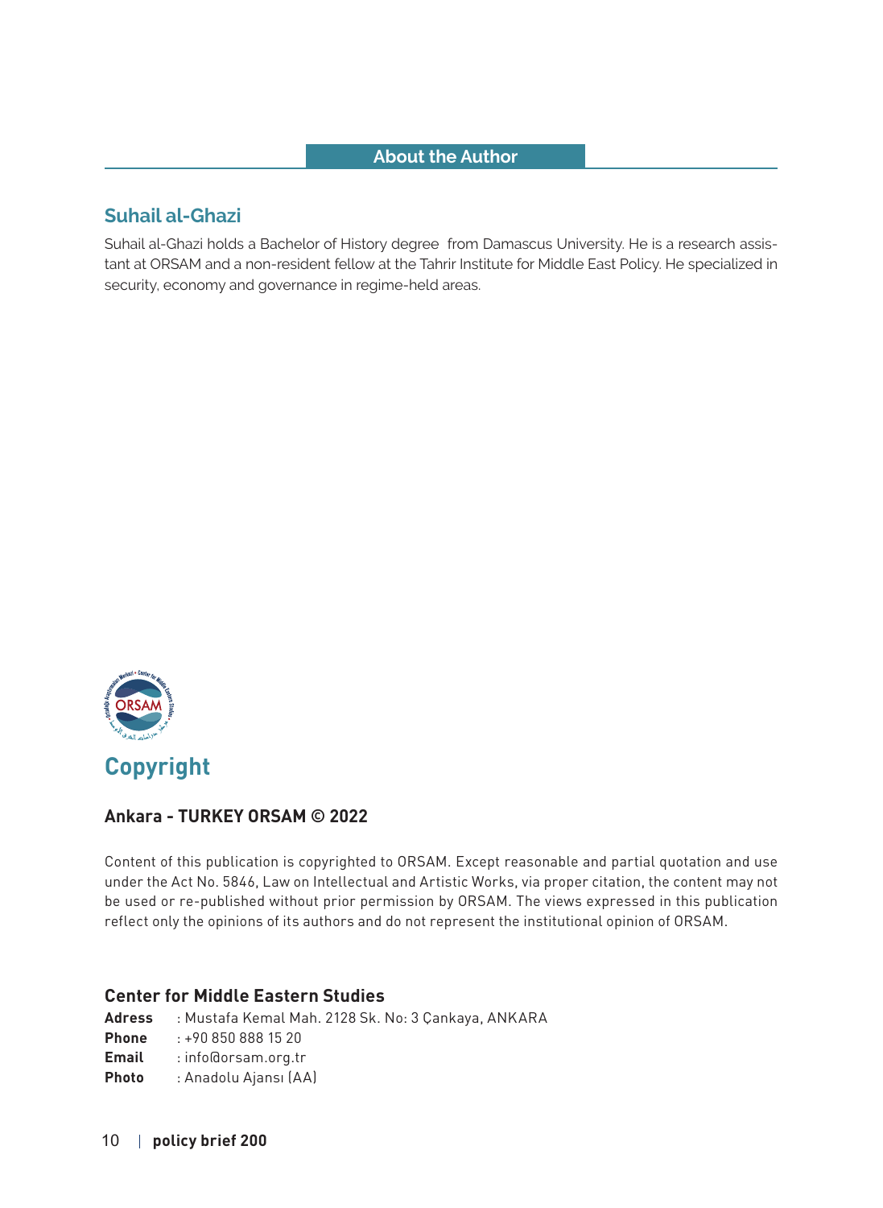## About the Author

### Suhail al-Ghazi

Suhail al-Ghazi holds a Bachelor of History degree from Damascus University. He is a research assistant at ORSAM and a non-resident fellow at the Tahrir Institute for Middle East Policy. He specialized in security, economy and governance in regime-held areas.

## Copyright

**Ankara - TURKEY ORSAM © 2022**

Content of this publication is copyrighted to ORSAM. Except reasonable and partial quotation and use under the Act No. 5846, Law on Intellectual and Artistic Works, via proper citation, the content may not be used or re-published without prior permission by ORSAM. The views expressed in this publication reflect only the opinions of its authors and do not represent the institutional opinion of ORSAM.

**Center for Middle Eastern Studies**

**Adress** : Mustafa Kemal Mah. 2128 Sk. No: 3 Çankaya, ANKARA
**Phone** : +90 850 888 15 20
**Email** : info@orsam.org.tr
**Photo** : Anadolu Ajansı (AA)